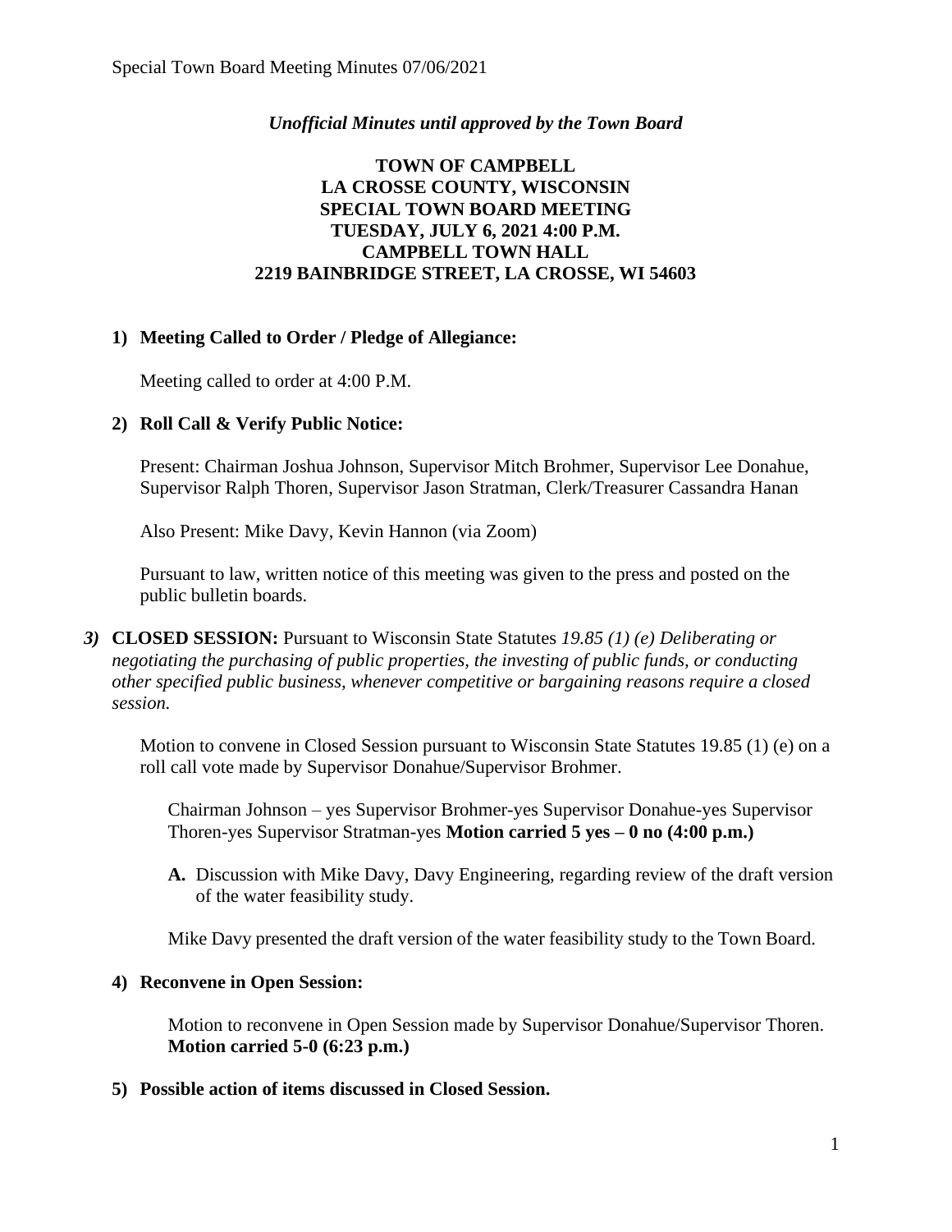*Unofficial Minutes until approved by the Town Board*

**TOWN OF CAMPBELL**
**LA CROSSE COUNTY, WISCONSIN**
**SPECIAL TOWN BOARD MEETING**
**TUESDAY, JULY 6, 2021 4:00 P.M.**
**CAMPBELL TOWN HALL**
**2219 BAINBRIDGE STREET, LA CROSSE, WI 54603**

1) **Meeting Called to Order / Pledge of Allegiance:**

   Meeting called to order at 4:00 P.M.

2) **Roll Call & Verify Public Notice:**

   Present: Chairman Joshua Johnson, Supervisor Mitch Brohmer, Supervisor Lee Donahue, Supervisor Ralph Thoren, Supervisor Jason Stratman, Clerk/Treasurer Cassandra Hanan

   Also Present: Mike Davy, Kevin Hannon (via Zoom)

   Pursuant to law, written notice of this meeting was given to the press and posted on the public bulletin boards.

3) **CLOSED SESSION:** Pursuant to Wisconsin State Statutes *19.85 (1) (e) Deliberating or negotiating the purchasing of public properties, the investing of public funds, or conducting other specified public business, whenever competitive or bargaining reasons require a closed session.*

   Motion to convene in Closed Session pursuant to Wisconsin State Statutes 19.85 (1) (e) on a roll call vote made by Supervisor Donahue/Supervisor Brohmer.

   Chairman Johnson – yes Supervisor Brohmer-yes Supervisor Donahue-yes Supervisor Thoren-yes Supervisor Stratman-yes **Motion carried 5 yes – 0 no (4:00 p.m.)**

   **A.** Discussion with Mike Davy, Davy Engineering, regarding review of the draft version of the water feasibility study.

   Mike Davy presented the draft version of the water feasibility study to the Town Board.

4) **Reconvene in Open Session:**

   Motion to reconvene in Open Session made by Supervisor Donahue/Supervisor Thoren. **Motion carried 5-0 (6:23 p.m.)**

5) **Possible action of items discussed in Closed Session.**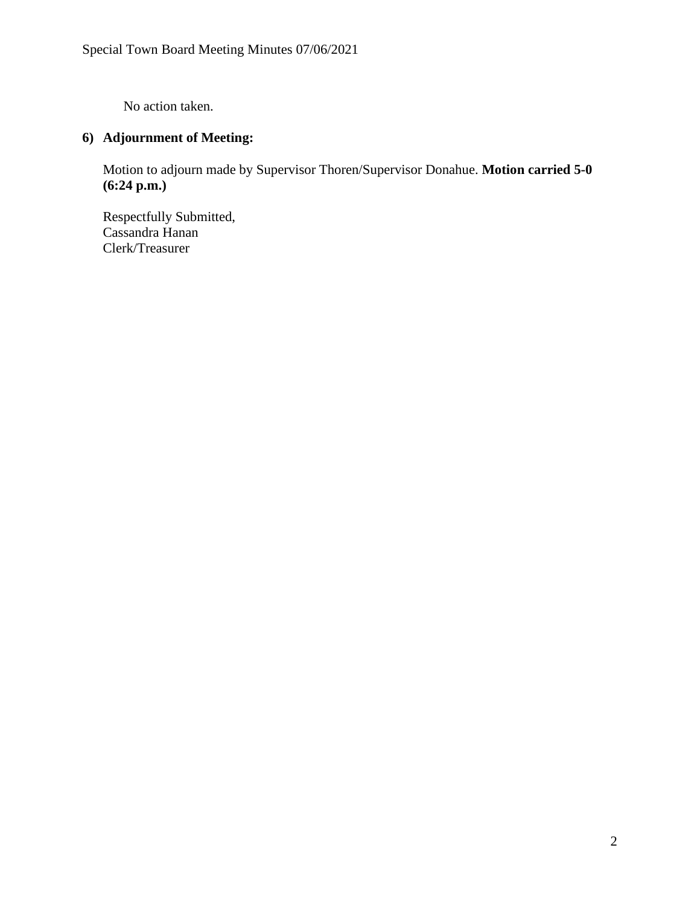No action taken.

**6) Adjournment of Meeting:**

Motion to adjourn made by Supervisor Thoren/Supervisor Donahue. **Motion carried 5-0 (6:24 p.m.)**

Respectfully Submitted,
Cassandra Hanan
Clerk/Treasurer